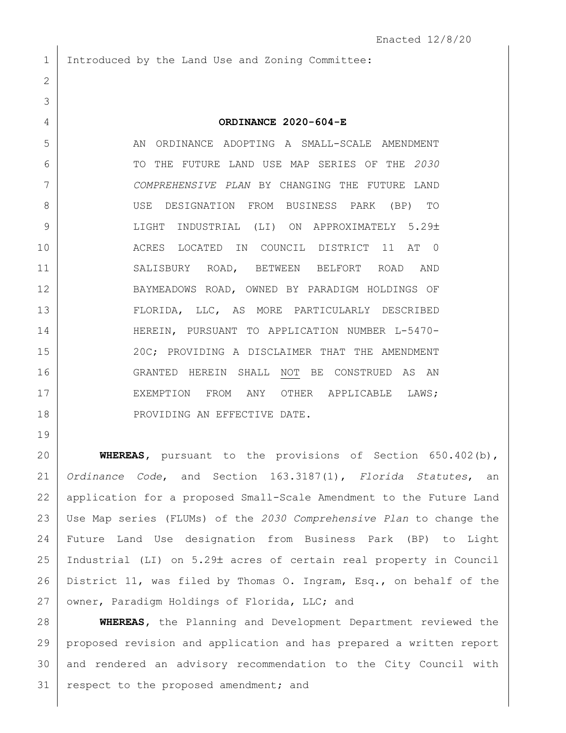Enacted 12/8/20

Introduced by the Land Use and Zoning Committee:

**ORDINANCE 2020-604-E**

AN ORDINANCE ADOPTING A SMALL-SCALE AMENDMENT TO THE FUTURE LAND USE MAP SERIES OF THE *2030 COMPREHENSIVE PLAN* BY CHANGING THE FUTURE LAND USE DESIGNATION FROM BUSINESS PARK (BP) TO LIGHT INDUSTRIAL (LI) ON APPROXIMATELY 5.29± ACRES LOCATED IN COUNCIL DISTRICT 11 AT 0 SALISBURY ROAD, BETWEEN BELFORT ROAD AND BAYMEADOWS ROAD, OWNED BY PARADIGM HOLDINGS OF FLORIDA, LLC, AS MORE PARTICULARLY DESCRIBED HEREIN, PURSUANT TO APPLICATION NUMBER L-5470-20C; PROVIDING A DISCLAIMER THAT THE AMENDMENT GRANTED HEREIN SHALL NOT BE CONSTRUED AS AN EXEMPTION FROM ANY OTHER APPLICABLE LAWS; PROVIDING AN EFFECTIVE DATE.

**WHEREAS**, pursuant to the provisions of Section 650.402(b), *Ordinance Code*, and Section 163.3187(1), *Florida Statutes*, an application for a proposed Small-Scale Amendment to the Future Land Use Map series (FLUMs) of the *2030 Comprehensive Plan* to change the Future Land Use designation from Business Park (BP) to Light Industrial (LI) on 5.29± acres of certain real property in Council District 11, was filed by Thomas O. Ingram, Esq., on behalf of the owner, Paradigm Holdings of Florida, LLC; and

**WHEREAS**, the Planning and Development Department reviewed the proposed revision and application and has prepared a written report and rendered an advisory recommendation to the City Council with respect to the proposed amendment; and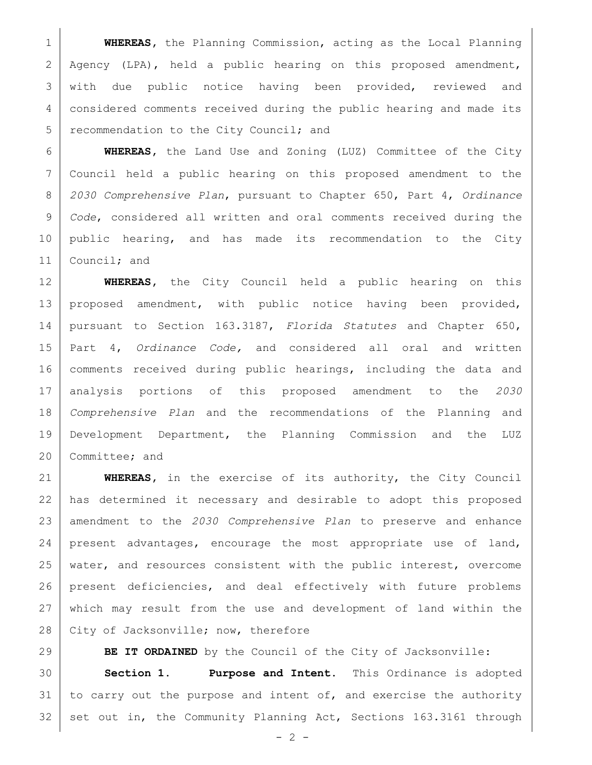**WHEREAS**, the Planning Commission, acting as the Local Planning Agency (LPA), held a public hearing on this proposed amendment, with due public notice having been provided, reviewed and considered comments received during the public hearing and made its recommendation to the City Council; and

**WHEREAS**, the Land Use and Zoning (LUZ) Committee of the City Council held a public hearing on this proposed amendment to the *2030 Comprehensive Plan*, pursuant to Chapter 650, Part 4, *Ordinance Code*, considered all written and oral comments received during the public hearing, and has made its recommendation to the City Council; and

**WHEREAS**, the City Council held a public hearing on this proposed amendment, with public notice having been provided, pursuant to Section 163.3187, *Florida Statutes* and Chapter 650, Part 4, *Ordinance Code,* and considered all oral and written comments received during public hearings, including the data and analysis portions of this proposed amendment to the *2030 Comprehensive Plan* and the recommendations of the Planning and Development Department, the Planning Commission and the LUZ Committee; and

**WHEREAS**, in the exercise of its authority, the City Council has determined it necessary and desirable to adopt this proposed amendment to the *2030 Comprehensive Plan* to preserve and enhance present advantages, encourage the most appropriate use of land, water, and resources consistent with the public interest, overcome present deficiencies, and deal effectively with future problems which may result from the use and development of land within the City of Jacksonville; now, therefore

**BE IT ORDAINED** by the Council of the City of Jacksonville:

**Section 1. Purpose and Intent.** This Ordinance is adopted to carry out the purpose and intent of, and exercise the authority set out in, the Community Planning Act, Sections 163.3161 through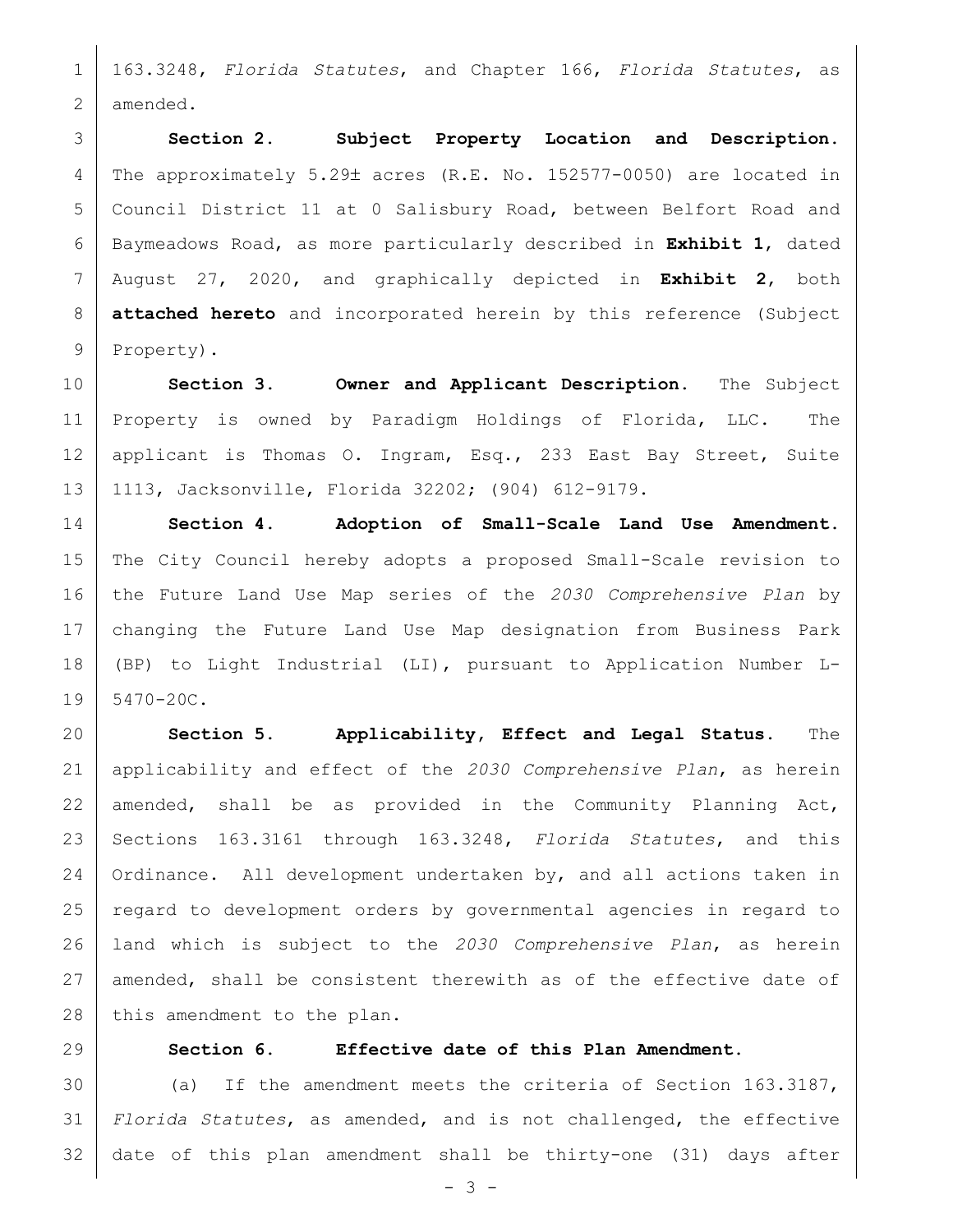163.3248, *Florida Statutes*, and Chapter 166, *Florida Statutes*, as amended.

**Section 2. Subject Property Location and Description.** The approximately 5.29± acres (R.E. No. 152577-0050) are located in Council District 11 at 0 Salisbury Road, between Belfort Road and Baymeadows Road, as more particularly described in **Exhibit 1**, dated August 27, 2020, and graphically depicted in **Exhibit 2**, both **attached hereto** and incorporated herein by this reference (Subject Property).

**Section 3. Owner and Applicant Description.** The Subject Property is owned by Paradigm Holdings of Florida, LLC. The applicant is Thomas O. Ingram, Esq., 233 East Bay Street, Suite 1113, Jacksonville, Florida 32202; (904) 612-9179.

**Section 4. Adoption of Small-Scale Land Use Amendment.** The City Council hereby adopts a proposed Small-Scale revision to the Future Land Use Map series of the *2030 Comprehensive Plan* by changing the Future Land Use Map designation from Business Park (BP) to Light Industrial (LI), pursuant to Application Number L-5470-20C.

**Section 5. Applicability, Effect and Legal Status.** The applicability and effect of the *2030 Comprehensive Plan*, as herein amended, shall be as provided in the Community Planning Act, Sections 163.3161 through 163.3248, *Florida Statutes*, and this Ordinance. All development undertaken by, and all actions taken in regard to development orders by governmental agencies in regard to land which is subject to the *2030 Comprehensive Plan*, as herein amended, shall be consistent therewith as of the effective date of this amendment to the plan.

**Section 6. Effective date of this Plan Amendment.**

(a) If the amendment meets the criteria of Section 163.3187, *Florida Statutes*, as amended, and is not challenged, the effective date of this plan amendment shall be thirty-one (31) days after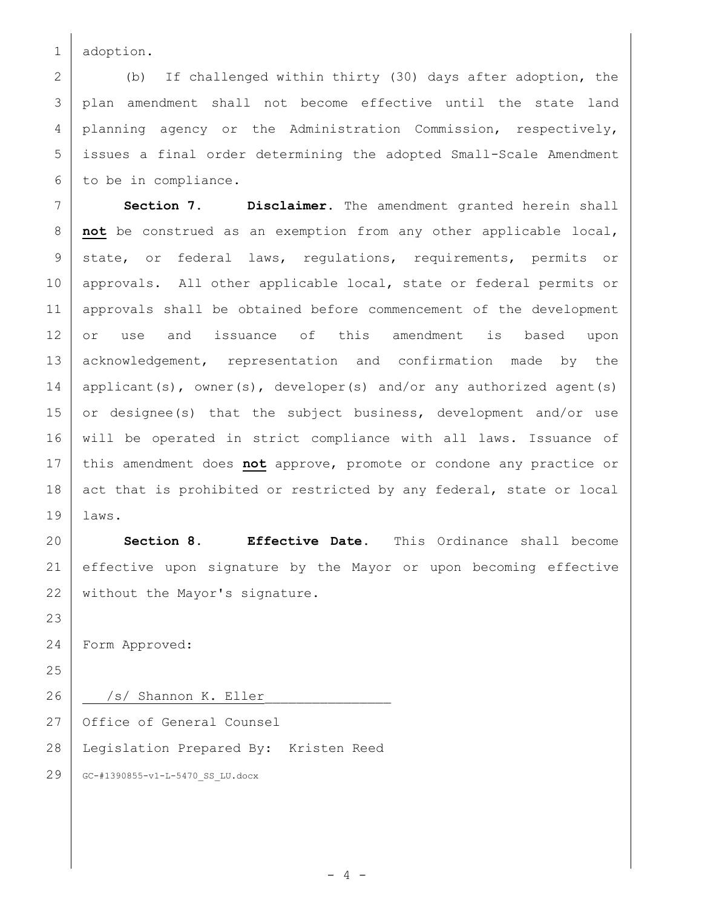adoption.

(b) If challenged within thirty (30) days after adoption, the plan amendment shall not become effective until the state land planning agency or the Administration Commission, respectively, issues a final order determining the adopted Small-Scale Amendment to be in compliance.

**Section 7. Disclaimer.** The amendment granted herein shall **not** be construed as an exemption from any other applicable local, state, or federal laws, regulations, requirements, permits or approvals. All other applicable local, state or federal permits or approvals shall be obtained before commencement of the development or use and issuance of this amendment is based upon acknowledgement, representation and confirmation made by the applicant(s), owner(s), developer(s) and/or any authorized agent(s) or designee(s) that the subject business, development and/or use will be operated in strict compliance with all laws. Issuance of this amendment does **not** approve, promote or condone any practice or act that is prohibited or restricted by any federal, state or local laws.

**Section 8. Effective Date.** This Ordinance shall become effective upon signature by the Mayor or upon becoming effective without the Mayor's signature.

Form Approved:

/s/ Shannon K. Eller

Office of General Counsel

Legislation Prepared By: Kristen Reed

GC-#1390855-v1-L-5470_SS_LU.docx